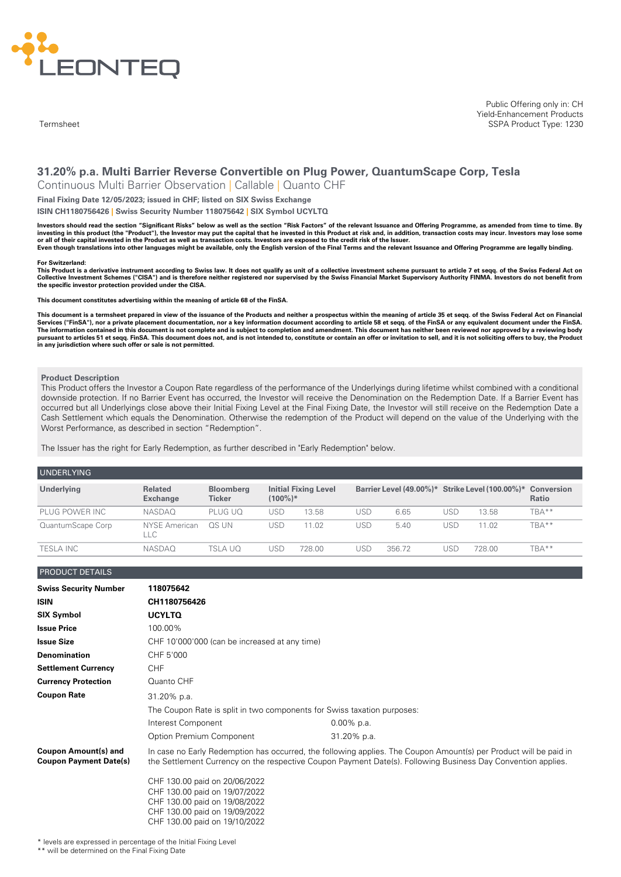LEONTEQ

Termsheet

Public Offering only in: CH
Yield-Enhancement Products
SSPA Product Type: 1230

# 31.20% p.a. Multi Barrier Reverse Convertible on Plug Power, QuantumScape Corp, Tesla

Continuous Multi Barrier Observation | Callable | Quanto CHF

**Final Fixing Date 12/05/2023; issued in CHF; listed on SIX Swiss Exchange**

**ISIN CH1180756426 | Swiss Security Number 118075642 | SIX Symbol UCYLTQ**

**Investors should read the section "Significant Risks" below as well as the section "Risk Factors" of the relevant Issuance and Offering Programme, as amended from time to time. By investing in this product (the "Product"), the Investor may put the capital that he invested in this Product at risk and, in addition, transaction costs may incur. Investors may lose some or all of their capital invested in the Product as well as transaction costs. Investors are exposed to the credit risk of the Issuer.**
**Even though translations into other languages might be available, only the English version of the Final Terms and the relevant Issuance and Offering Programme are legally binding.**

**For Switzerland:**
**This Product is a derivative instrument according to Swiss law. It does not qualify as unit of a collective investment scheme pursuant to article 7 et seqq. of the Swiss Federal Act on Collective Investment Schemes ("CISA") and is therefore neither registered nor supervised by the Swiss Financial Market Supervisory Authority FINMA. Investors do not benefit from the specific investor protection provided under the CISA.**

**This document constitutes advertising within the meaning of article 68 of the FinSA.**

**This document is a termsheet prepared in view of the issuance of the Products and neither a prospectus within the meaning of article 35 et seqq. of the Swiss Federal Act on Financial Services ("FinSA"), nor a private placement documentation, nor a key information document according to article 58 et seqq. of the FinSA or any equivalent document under the FinSA. The information contained in this document is not complete and is subject to completion and amendment. This document has neither been reviewed nor approved by a reviewing body pursuant to articles 51 et seqq. FinSA. This document does not, and is not intended to, constitute or contain an offer or invitation to sell, and it is not soliciting offers to buy, the Product in any jurisdiction where such offer or sale is not permitted.**

## Product Description

This Product offers the Investor a Coupon Rate regardless of the performance of the Underlyings during lifetime whilst combined with a conditional downside protection. If no Barrier Event has occurred, the Investor will receive the Denomination on the Redemption Date. If a Barrier Event has occurred but all Underlyings close above their Initial Fixing Level at the Final Fixing Date, the Investor will still receive on the Redemption Date a Cash Settlement which equals the Denomination. Otherwise the redemption of the Product will depend on the value of the Underlying with the Worst Performance, as described in section "Redemption".

The Issuer has the right for Early Redemption, as further described in "Early Redemption" below.

## UNDERLYING

| Underlying | Related Exchange | Bloomberg Ticker | Initial Fixing Level (100%)* | | Barrier Level (49.00%)* | | Strike Level (100.00%)* | | Conversion Ratio |
|---|---|---|---|---|---|---|---|---|---|
| PLUG POWER INC | NASDAQ | PLUG UQ | USD | 13.58 | USD | 6.65 | USD | 13.58 | TBA** |
| QuantumScape Corp | NYSE American LLC | QS UN | USD | 11.02 | USD | 5.40 | USD | 11.02 | TBA** |
| TESLA INC | NASDAQ | TSLA UQ | USD | 728.00 | USD | 356.72 | USD | 728.00 | TBA** |

## PRODUCT DETAILS

| | |
|---|---|
| **Swiss Security Number** | **118075642** |
| **ISIN** | **CH1180756426** |
| **SIX Symbol** | **UCYLTQ** |
| **Issue Price** | 100.00% |
| **Issue Size** | CHF 10'000'000 (can be increased at any time) |
| **Denomination** | CHF 5'000 |
| **Settlement Currency** | CHF |
| **Currency Protection** | Quanto CHF |
| **Coupon Rate** | 31.20% p.a. |

The Coupon Rate is split in two components for Swiss taxation purposes:

| | |
|---|---|
| Interest Component | 0.00% p.a. |
| Option Premium Component | 31.20% p.a. |

**Coupon Amount(s) and Coupon Payment Date(s)**

In case no Early Redemption has occurred, the following applies. The Coupon Amount(s) per Product will be paid in the Settlement Currency on the respective Coupon Payment Date(s). Following Business Day Convention applies.

CHF 130.00 paid on 20/06/2022
CHF 130.00 paid on 19/07/2022
CHF 130.00 paid on 19/08/2022
CHF 130.00 paid on 19/09/2022
CHF 130.00 paid on 19/10/2022

\* levels are expressed in percentage of the Initial Fixing Level
\*\* will be determined on the Final Fixing Date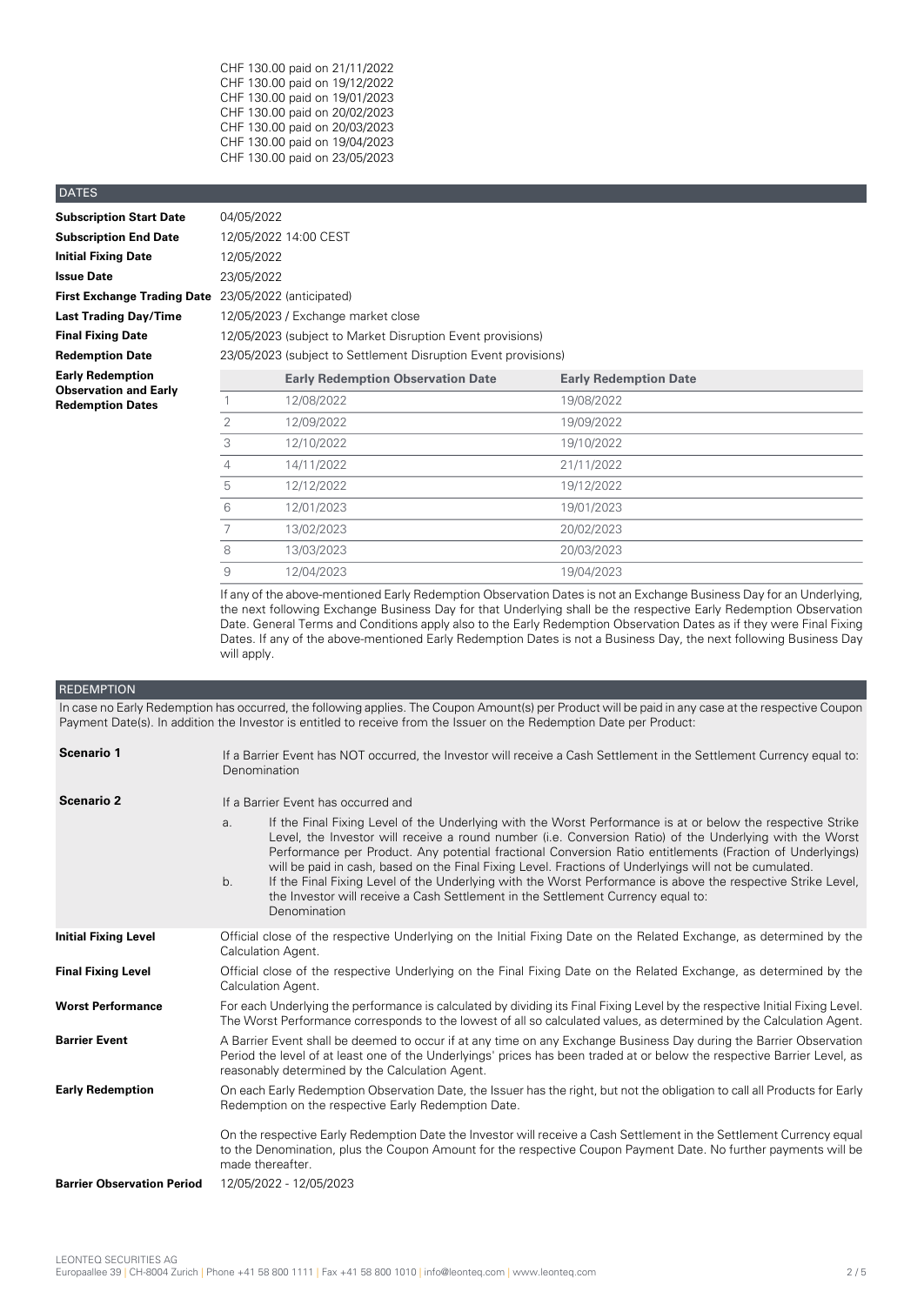CHF 130.00 paid on 21/11/2022
CHF 130.00 paid on 19/12/2022
CHF 130.00 paid on 19/01/2023
CHF 130.00 paid on 20/02/2023
CHF 130.00 paid on 20/03/2023
CHF 130.00 paid on 19/04/2023
CHF 130.00 paid on 23/05/2023

## DATES

| | |
|---|---|
| **Subscription Start Date** | 04/05/2022 |
| **Subscription End Date** | 12/05/2022 14:00 CEST |
| **Initial Fixing Date** | 12/05/2022 |
| **Issue Date** | 23/05/2022 |
| **First Exchange Trading Date** | 23/05/2022 (anticipated) |
| **Last Trading Day/Time** | 12/05/2023 / Exchange market close |
| **Final Fixing Date** | 12/05/2023 (subject to Market Disruption Event provisions) |
| **Redemption Date** | 23/05/2023 (subject to Settlement Disruption Event provisions) |

**Early Redemption Observation and Early Redemption Dates**

| | Early Redemption Observation Date | Early Redemption Date |
|---|---|---|
| 1 | 12/08/2022 | 19/08/2022 |
| 2 | 12/09/2022 | 19/09/2022 |
| 3 | 12/10/2022 | 19/10/2022 |
| 4 | 14/11/2022 | 21/11/2022 |
| 5 | 12/12/2022 | 19/12/2022 |
| 6 | 12/01/2023 | 19/01/2023 |
| 7 | 13/02/2023 | 20/02/2023 |
| 8 | 13/03/2023 | 20/03/2023 |
| 9 | 12/04/2023 | 19/04/2023 |

If any of the above-mentioned Early Redemption Observation Dates is not an Exchange Business Day for an Underlying, the next following Exchange Business Day for that Underlying shall be the respective Early Redemption Observation Date. General Terms and Conditions apply also to the Early Redemption Observation Dates as if they were Final Fixing Dates. If any of the above-mentioned Early Redemption Dates is not a Business Day, the next following Business Day will apply.

## REDEMPTION

In case no Early Redemption has occurred, the following applies. The Coupon Amount(s) per Product will be paid in any case at the respective Coupon Payment Date(s). In addition the Investor is entitled to receive from the Issuer on the Redemption Date per Product:

**Scenario 1**

If a Barrier Event has NOT occurred, the Investor will receive a Cash Settlement in the Settlement Currency equal to:
Denomination

**Scenario 2**

If a Barrier Event has occurred and

a. If the Final Fixing Level of the Underlying with the Worst Performance is at or below the respective Strike Level, the Investor will receive a round number (i.e. Conversion Ratio) of the Underlying with the Worst Performance per Product. Any potential fractional Conversion Ratio entitlements (Fraction of Underlyings) will be paid in cash, based on the Final Fixing Level. Fractions of Underlyings will not be cumulated.

b. If the Final Fixing Level of the Underlying with the Worst Performance is above the respective Strike Level, the Investor will receive a Cash Settlement in the Settlement Currency equal to:
Denomination

| | |
|---|---|
| **Initial Fixing Level** | Official close of the respective Underlying on the Initial Fixing Date on the Related Exchange, as determined by the Calculation Agent. |
| **Final Fixing Level** | Official close of the respective Underlying on the Final Fixing Date on the Related Exchange, as determined by the Calculation Agent. |
| **Worst Performance** | For each Underlying the performance is calculated by dividing its Final Fixing Level by the respective Initial Fixing Level. The Worst Performance corresponds to the lowest of all so calculated values, as determined by the Calculation Agent. |
| **Barrier Event** | A Barrier Event shall be deemed to occur if at any time on any Exchange Business Day during the Barrier Observation Period the level of at least one of the Underlyings' prices has been traded at or below the respective Barrier Level, as reasonably determined by the Calculation Agent. |
| **Early Redemption** | On each Early Redemption Observation Date, the Issuer has the right, but not the obligation to call all Products for Early Redemption on the respective Early Redemption Date.<br><br>On the respective Early Redemption Date the Investor will receive a Cash Settlement in the Settlement Currency equal to the Denomination, plus the Coupon Amount for the respective Coupon Payment Date. No further payments will be made thereafter. |
| **Barrier Observation Period** | 12/05/2022 - 12/05/2023 |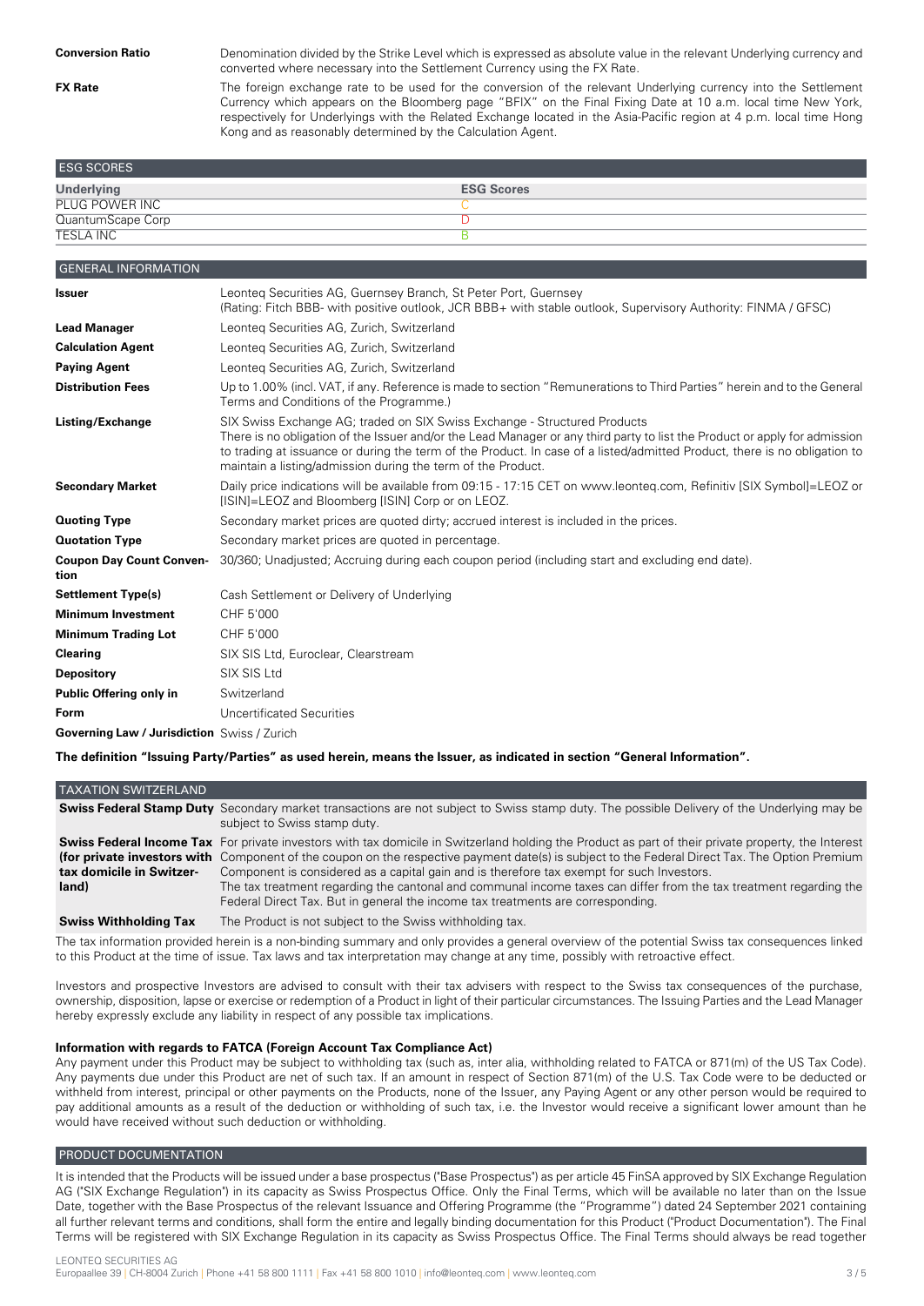| | |
|---|---|
| **Conversion Ratio** | Denomination divided by the Strike Level which is expressed as absolute value in the relevant Underlying currency and converted where necessary into the Settlement Currency using the FX Rate. |
| **FX Rate** | The foreign exchange rate to be used for the conversion of the relevant Underlying currency into the Settlement Currency which appears on the Bloomberg page "BFIX" on the Final Fixing Date at 10 a.m. local time New York, respectively for Underlyings with the Related Exchange located in the Asia-Pacific region at 4 p.m. local time Hong Kong and as reasonably determined by the Calculation Agent. |

## ESG SCORES

| Underlying | ESG Scores |
|---|---|
| PLUG POWER INC | C |
| QuantumScape Corp | D |
| TESLA INC | B |

## GENERAL INFORMATION

| | |
|---|---|
| **Issuer** | Leonteq Securities AG, Guernsey Branch, St Peter Port, Guernsey (Rating: Fitch BBB- with positive outlook, JCR BBB+ with stable outlook, Supervisory Authority: FINMA / GFSC) |
| **Lead Manager** | Leonteq Securities AG, Zurich, Switzerland |
| **Calculation Agent** | Leonteq Securities AG, Zurich, Switzerland |
| **Paying Agent** | Leonteq Securities AG, Zurich, Switzerland |
| **Distribution Fees** | Up to 1.00% (incl. VAT, if any. Reference is made to section "Remunerations to Third Parties" herein and to the General Terms and Conditions of the Programme.) |
| **Listing/Exchange** | SIX Swiss Exchange AG; traded on SIX Swiss Exchange - Structured Products There is no obligation of the Issuer and/or the Lead Manager or any third party to list the Product or apply for admission to trading at issuance or during the term of the Product. In case of a listed/admitted Product, there is no obligation to maintain a listing/admission during the term of the Product. |
| **Secondary Market** | Daily price indications will be available from 09:15 - 17:15 CET on www.leonteq.com, Refinitiv [SIX Symbol]=LEOZ or [ISIN]=LEOZ and Bloomberg [ISIN] Corp or on LEOZ. |
| **Quoting Type** | Secondary market prices are quoted dirty; accrued interest is included in the prices. |
| **Quotation Type** | Secondary market prices are quoted in percentage. |
| **Coupon Day Count Convention** | 30/360; Unadjusted; Accruing during each coupon period (including start and excluding end date). |
| **Settlement Type(s)** | Cash Settlement or Delivery of Underlying |
| **Minimum Investment** | CHF 5'000 |
| **Minimum Trading Lot** | CHF 5'000 |
| **Clearing** | SIX SIS Ltd, Euroclear, Clearstream |
| **Depository** | SIX SIS Ltd |
| **Public Offering only in** | Switzerland |
| **Form** | Uncertificated Securities |
| **Governing Law / Jurisdiction** | Swiss / Zurich |

**The definition "Issuing Party/Parties" as used herein, means the Issuer, as indicated in section "General Information".**

## TAXATION SWITZERLAND

| | |
|---|---|
| **Swiss Federal Stamp Duty** | Secondary market transactions are not subject to Swiss stamp duty. The possible Delivery of the Underlying may be subject to Swiss stamp duty. |
| **Swiss Federal Income Tax (for private investors with tax domicile in Switzerland)** | For private investors with tax domicile in Switzerland holding the Product as part of their private property, the Interest Component of the coupon on the respective payment date(s) is subject to the Federal Direct Tax. The Option Premium Component is considered as a capital gain and is therefore tax exempt for such Investors. The tax treatment regarding the cantonal and communal income taxes can differ from the tax treatment regarding the Federal Direct Tax. But in general the income tax treatments are corresponding. |
| **Swiss Withholding Tax** | The Product is not subject to the Swiss withholding tax. |

The tax information provided herein is a non-binding summary and only provides a general overview of the potential Swiss tax consequences linked to this Product at the time of issue. Tax laws and tax interpretation may change at any time, possibly with retroactive effect.

Investors and prospective Investors are advised to consult with their tax advisers with respect to the Swiss tax consequences of the purchase, ownership, disposition, lapse or exercise or redemption of a Product in light of their particular circumstances. The Issuing Parties and the Lead Manager hereby expressly exclude any liability in respect of any possible tax implications.

**Information with regards to FATCA (Foreign Account Tax Compliance Act)**

Any payment under this Product may be subject to withholding tax (such as, inter alia, withholding related to FATCA or 871(m) of the US Tax Code). Any payments due under this Product are net of such tax. If an amount in respect of Section 871(m) of the U.S. Tax Code were to be deducted or withheld from interest, principal or other payments on the Products, none of the Issuer, any Paying Agent or any other person would be required to pay additional amounts as a result of the deduction or withholding of such tax, i.e. the Investor would receive a significant lower amount than he would have received without such deduction or withholding.

## PRODUCT DOCUMENTATION

It is intended that the Products will be issued under a base prospectus ("Base Prospectus") as per article 45 FinSA approved by SIX Exchange Regulation AG ("SIX Exchange Regulation") in its capacity as Swiss Prospectus Office. Only the Final Terms, which will be available no later than on the Issue Date, together with the Base Prospectus of the relevant Issuance and Offering Programme (the "Programme") dated 24 September 2021 containing all further relevant terms and conditions, shall form the entire and legally binding documentation for this Product ("Product Documentation"). The Final Terms will be registered with SIX Exchange Regulation in its capacity as Swiss Prospectus Office. The Final Terms should always be read together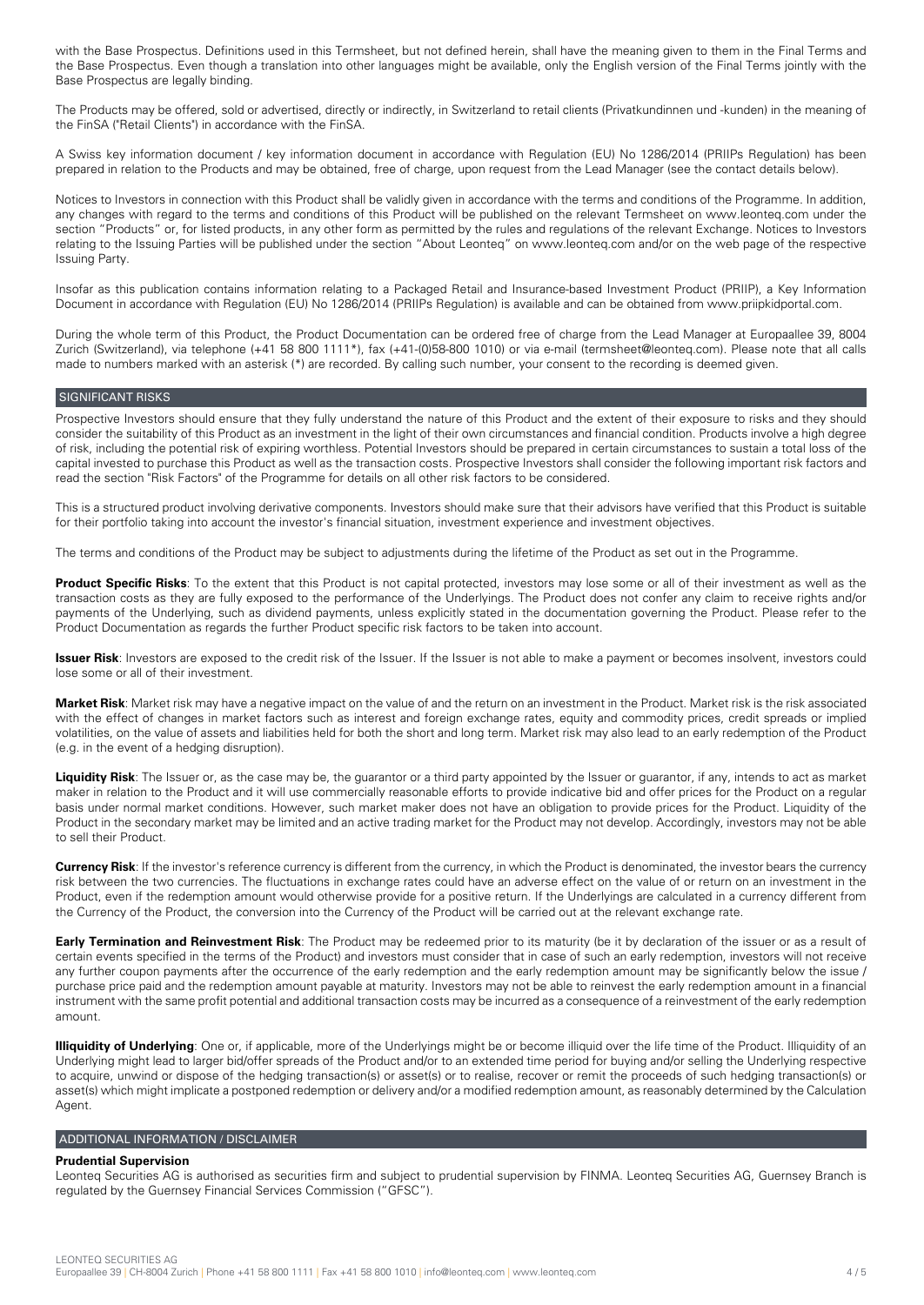with the Base Prospectus. Definitions used in this Termsheet, but not defined herein, shall have the meaning given to them in the Final Terms and the Base Prospectus. Even though a translation into other languages might be available, only the English version of the Final Terms jointly with the Base Prospectus are legally binding.

The Products may be offered, sold or advertised, directly or indirectly, in Switzerland to retail clients (Privatkundinnen und -kunden) in the meaning of the FinSA ("Retail Clients") in accordance with the FinSA.

A Swiss key information document / key information document in accordance with Regulation (EU) No 1286/2014 (PRIIPs Regulation) has been prepared in relation to the Products and may be obtained, free of charge, upon request from the Lead Manager (see the contact details below).

Notices to Investors in connection with this Product shall be validly given in accordance with the terms and conditions of the Programme. In addition, any changes with regard to the terms and conditions of this Product will be published on the relevant Termsheet on www.leonteq.com under the section "Products" or, for listed products, in any other form as permitted by the rules and regulations of the relevant Exchange. Notices to Investors relating to the Issuing Parties will be published under the section "About Leonteq" on www.leonteq.com and/or on the web page of the respective Issuing Party.

Insofar as this publication contains information relating to a Packaged Retail and Insurance-based Investment Product (PRIIP), a Key Information Document in accordance with Regulation (EU) No 1286/2014 (PRIIPs Regulation) is available and can be obtained from www.priipkidportal.com.

During the whole term of this Product, the Product Documentation can be ordered free of charge from the Lead Manager at Europaallee 39, 8004 Zurich (Switzerland), via telephone (+41 58 800 1111*), fax (+41-(0)58-800 1010) or via e-mail (termsheet@leonteq.com). Please note that all calls made to numbers marked with an asterisk (*) are recorded. By calling such number, your consent to the recording is deemed given.

## SIGNIFICANT RISKS

Prospective Investors should ensure that they fully understand the nature of this Product and the extent of their exposure to risks and they should consider the suitability of this Product as an investment in the light of their own circumstances and financial condition. Products involve a high degree of risk, including the potential risk of expiring worthless. Potential Investors should be prepared in certain circumstances to sustain a total loss of the capital invested to purchase this Product as well as the transaction costs. Prospective Investors shall consider the following important risk factors and read the section "Risk Factors" of the Programme for details on all other risk factors to be considered.

This is a structured product involving derivative components. Investors should make sure that their advisors have verified that this Product is suitable for their portfolio taking into account the investor's financial situation, investment experience and investment objectives.

The terms and conditions of the Product may be subject to adjustments during the lifetime of the Product as set out in the Programme.

**Product Specific Risks**: To the extent that this Product is not capital protected, investors may lose some or all of their investment as well as the transaction costs as they are fully exposed to the performance of the Underlyings. The Product does not confer any claim to receive rights and/or payments of the Underlying, such as dividend payments, unless explicitly stated in the documentation governing the Product. Please refer to the Product Documentation as regards the further Product specific risk factors to be taken into account.

**Issuer Risk**: Investors are exposed to the credit risk of the Issuer. If the Issuer is not able to make a payment or becomes insolvent, investors could lose some or all of their investment.

**Market Risk**: Market risk may have a negative impact on the value of and the return on an investment in the Product. Market risk is the risk associated with the effect of changes in market factors such as interest and foreign exchange rates, equity and commodity prices, credit spreads or implied volatilities, on the value of assets and liabilities held for both the short and long term. Market risk may also lead to an early redemption of the Product (e.g. in the event of a hedging disruption).

**Liquidity Risk**: The Issuer or, as the case may be, the guarantor or a third party appointed by the Issuer or guarantor, if any, intends to act as market maker in relation to the Product and it will use commercially reasonable efforts to provide indicative bid and offer prices for the Product on a regular basis under normal market conditions. However, such market maker does not have an obligation to provide prices for the Product. Liquidity of the Product in the secondary market may be limited and an active trading market for the Product may not develop. Accordingly, investors may not be able to sell their Product.

**Currency Risk**: If the investor's reference currency is different from the currency, in which the Product is denominated, the investor bears the currency risk between the two currencies. The fluctuations in exchange rates could have an adverse effect on the value of or return on an investment in the Product, even if the redemption amount would otherwise provide for a positive return. If the Underlyings are calculated in a currency different from the Currency of the Product, the conversion into the Currency of the Product will be carried out at the relevant exchange rate.

**Early Termination and Reinvestment Risk**: The Product may be redeemed prior to its maturity (be it by declaration of the issuer or as a result of certain events specified in the terms of the Product) and investors must consider that in case of such an early redemption, investors will not receive any further coupon payments after the occurrence of the early redemption and the early redemption amount may be significantly below the issue / purchase price paid and the redemption amount payable at maturity. Investors may not be able to reinvest the early redemption amount in a financial instrument with the same profit potential and additional transaction costs may be incurred as a consequence of a reinvestment of the early redemption amount.

**Illiquidity of Underlying**: One or, if applicable, more of the Underlyings might be or become illiquid over the life time of the Product. Illiquidity of an Underlying might lead to larger bid/offer spreads of the Product and/or to an extended time period for buying and/or selling the Underlying respective to acquire, unwind or dispose of the hedging transaction(s) or asset(s) or to realise, recover or remit the proceeds of such hedging transaction(s) or asset(s) which might implicate a postponed redemption or delivery and/or a modified redemption amount, as reasonably determined by the Calculation Agent.

## ADDITIONAL INFORMATION / DISCLAIMER

**Prudential Supervision**

Leonteq Securities AG is authorised as securities firm and subject to prudential supervision by FINMA. Leonteq Securities AG, Guernsey Branch is regulated by the Guernsey Financial Services Commission ("GFSC").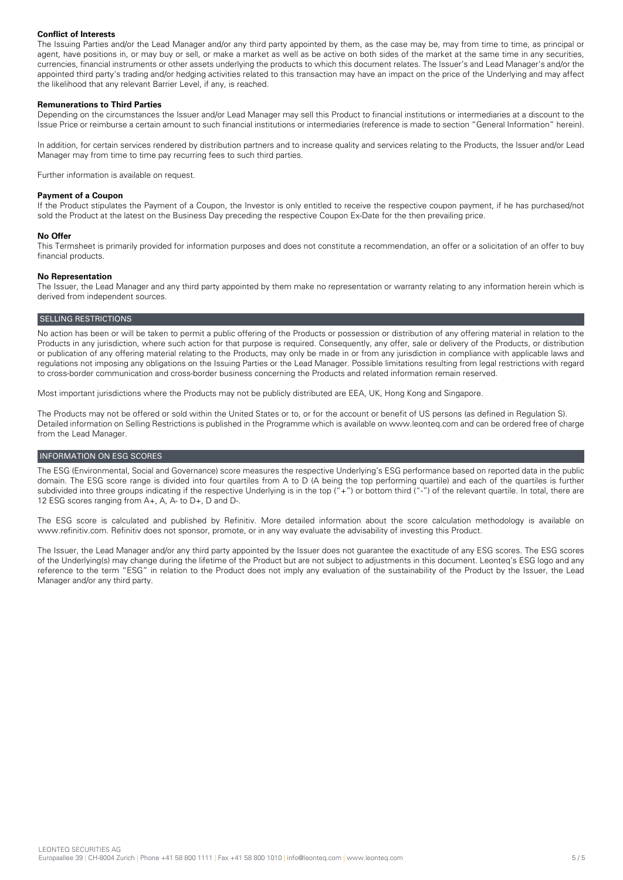**Conflict of Interests**

The Issuing Parties and/or the Lead Manager and/or any third party appointed by them, as the case may be, may from time to time, as principal or agent, have positions in, or may buy or sell, or make a market as well as be active on both sides of the market at the same time in any securities, currencies, financial instruments or other assets underlying the products to which this document relates. The Issuer's and Lead Manager's and/or the appointed third party's trading and/or hedging activities related to this transaction may have an impact on the price of the Underlying and may affect the likelihood that any relevant Barrier Level, if any, is reached.

**Remunerations to Third Parties**

Depending on the circumstances the Issuer and/or Lead Manager may sell this Product to financial institutions or intermediaries at a discount to the Issue Price or reimburse a certain amount to such financial institutions or intermediaries (reference is made to section "General Information" herein).

In addition, for certain services rendered by distribution partners and to increase quality and services relating to the Products, the Issuer and/or Lead Manager may from time to time pay recurring fees to such third parties.

Further information is available on request.

**Payment of a Coupon**

If the Product stipulates the Payment of a Coupon, the Investor is only entitled to receive the respective coupon payment, if he has purchased/not sold the Product at the latest on the Business Day preceding the respective Coupon Ex-Date for the then prevailing price.

**No Offer**

This Termsheet is primarily provided for information purposes and does not constitute a recommendation, an offer or a solicitation of an offer to buy financial products.

**No Representation**

The Issuer, the Lead Manager and any third party appointed by them make no representation or warranty relating to any information herein which is derived from independent sources.

## SELLING RESTRICTIONS

No action has been or will be taken to permit a public offering of the Products or possession or distribution of any offering material in relation to the Products in any jurisdiction, where such action for that purpose is required. Consequently, any offer, sale or delivery of the Products, or distribution or publication of any offering material relating to the Products, may only be made in or from any jurisdiction in compliance with applicable laws and regulations not imposing any obligations on the Issuing Parties or the Lead Manager. Possible limitations resulting from legal restrictions with regard to cross-border communication and cross-border business concerning the Products and related information remain reserved.

Most important jurisdictions where the Products may not be publicly distributed are EEA, UK, Hong Kong and Singapore.

The Products may not be offered or sold within the United States or to, or for the account or benefit of US persons (as defined in Regulation S). Detailed information on Selling Restrictions is published in the Programme which is available on www.leonteq.com and can be ordered free of charge from the Lead Manager.

## INFORMATION ON ESG SCORES

The ESG (Environmental, Social and Governance) score measures the respective Underlying's ESG performance based on reported data in the public domain. The ESG score range is divided into four quartiles from A to D (A being the top performing quartile) and each of the quartiles is further subdivided into three groups indicating if the respective Underlying is in the top ("+") or bottom third ("-") of the relevant quartile. In total, there are 12 ESG scores ranging from A+, A, A- to D+, D and D-.

The ESG score is calculated and published by Refinitiv. More detailed information about the score calculation methodology is available on www.refinitiv.com. Refinitiv does not sponsor, promote, or in any way evaluate the advisability of investing this Product.

The Issuer, the Lead Manager and/or any third party appointed by the Issuer does not guarantee the exactitude of any ESG scores. The ESG scores of the Underlying(s) may change during the lifetime of the Product but are not subject to adjustments in this document. Leonteq's ESG logo and any reference to the term "ESG" in relation to the Product does not imply any evaluation of the sustainability of the Product by the Issuer, the Lead Manager and/or any third party.